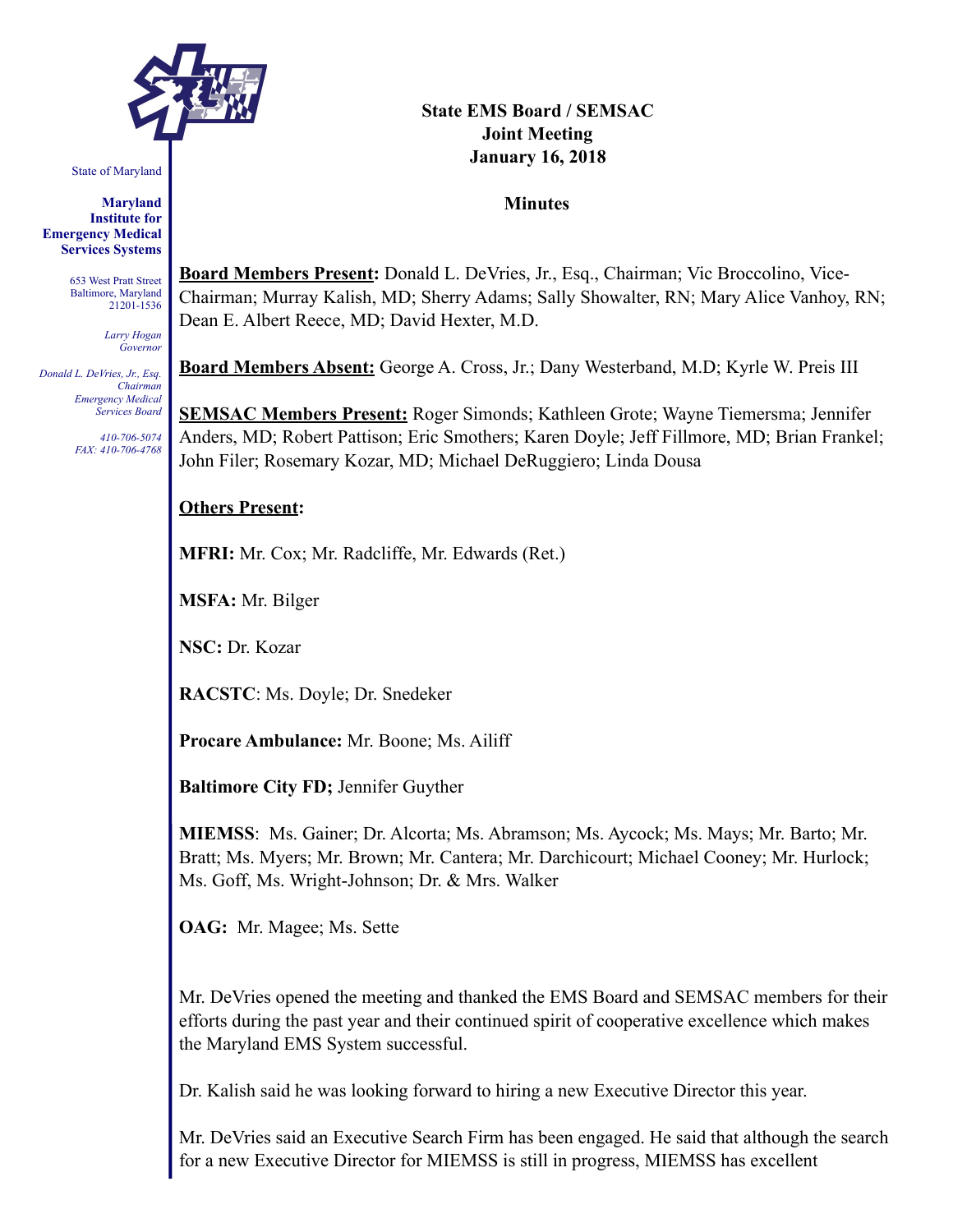State of Maryland

**Maryland Institute for Emergency Medical Services Systems**

653 West Pratt Street
Baltimore, Maryland 21201-1536

*Larry Hogan*
*Governor*

*Donald L. DeVries, Jr., Esq.*
*Chairman*
*Emergency Medical Services Board*

*410-706-5074*
*FAX: 410-706-4768*

**State EMS Board / SEMSAC**
**Joint Meeting**
**January 16, 2018**

**Minutes**

**Board Members Present:** Donald L. DeVries, Jr., Esq., Chairman; Vic Broccolino, Vice-Chairman; Murray Kalish, MD; Sherry Adams; Sally Showalter, RN; Mary Alice Vanhoy, RN; Dean E. Albert Reece, MD; David Hexter, M.D.

**Board Members Absent:** George A. Cross, Jr.; Dany Westerband, M.D; Kyrle W. Preis III

**SEMSAC Members Present:** Roger Simonds; Kathleen Grote; Wayne Tiemersma; Jennifer Anders, MD; Robert Pattison; Eric Smothers; Karen Doyle; Jeff Fillmore, MD; Brian Frankel; John Filer; Rosemary Kozar, MD; Michael DeRuggiero; Linda Dousa

**Others Present:**

**MFRI:** Mr. Cox; Mr. Radcliffe, Mr. Edwards (Ret.)

**MSFA:** Mr. Bilger

**NSC:** Dr. Kozar

**RACSTC**: Ms. Doyle; Dr. Snedeker

**Procare Ambulance:** Mr. Boone; Ms. Ailiff

**Baltimore City FD;** Jennifer Guyther

**MIEMSS**: Ms. Gainer; Dr. Alcorta; Ms. Abramson; Ms. Aycock; Ms. Mays; Mr. Barto; Mr. Bratt; Ms. Myers; Mr. Brown; Mr. Cantera; Mr. Darchicourt; Michael Cooney; Mr. Hurlock; Ms. Goff, Ms. Wright-Johnson; Dr. & Mrs. Walker

**OAG:** Mr. Magee; Ms. Sette

Mr. DeVries opened the meeting and thanked the EMS Board and SEMSAC members for their efforts during the past year and their continued spirit of cooperative excellence which makes the Maryland EMS System successful.

Dr. Kalish said he was looking forward to hiring a new Executive Director this year.

Mr. DeVries said an Executive Search Firm has been engaged. He said that although the search for a new Executive Director for MIEMSS is still in progress, MIEMSS has excellent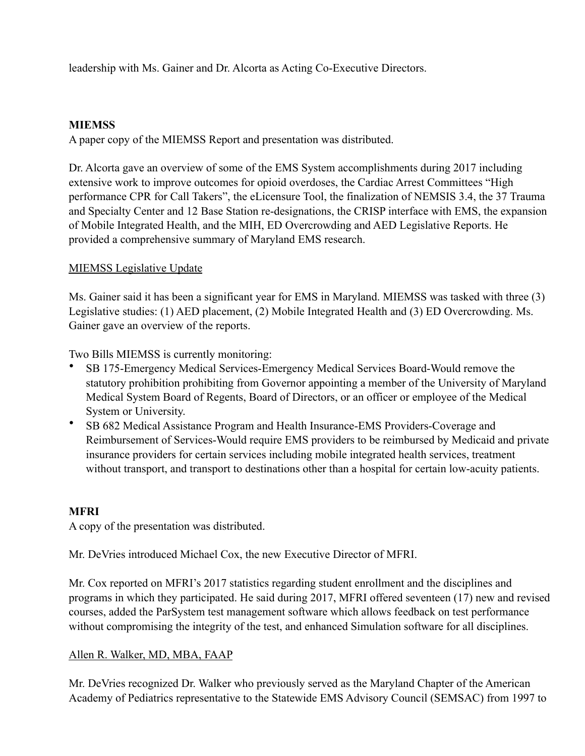leadership with Ms. Gainer and Dr. Alcorta as Acting Co-Executive Directors.

**MIEMSS**

A paper copy of the MIEMSS Report and presentation was distributed.

Dr. Alcorta gave an overview of some of the EMS System accomplishments during 2017 including extensive work to improve outcomes for opioid overdoses, the Cardiac Arrest Committees "High performance CPR for Call Takers", the eLicensure Tool, the finalization of NEMSIS 3.4, the 37 Trauma and Specialty Center and 12 Base Station re-designations, the CRISP interface with EMS, the expansion of Mobile Integrated Health, and the MIH, ED Overcrowding and AED Legislative Reports. He provided a comprehensive summary of Maryland EMS research.

<u>MIEMSS Legislative Update</u>

Ms. Gainer said it has been a significant year for EMS in Maryland. MIEMSS was tasked with three (3) Legislative studies: (1) AED placement, (2) Mobile Integrated Health and (3) ED Overcrowding. Ms. Gainer gave an overview of the reports.

Two Bills MIEMSS is currently monitoring:

- SB 175-Emergency Medical Services-Emergency Medical Services Board-Would remove the statutory prohibition prohibiting from Governor appointing a member of the University of Maryland Medical System Board of Regents, Board of Directors, or an officer or employee of the Medical System or University.
- SB 682 Medical Assistance Program and Health Insurance-EMS Providers-Coverage and Reimbursement of Services-Would require EMS providers to be reimbursed by Medicaid and private insurance providers for certain services including mobile integrated health services, treatment without transport, and transport to destinations other than a hospital for certain low-acuity patients.

**MFRI**

A copy of the presentation was distributed.

Mr. DeVries introduced Michael Cox, the new Executive Director of MFRI.

Mr. Cox reported on MFRI's 2017 statistics regarding student enrollment and the disciplines and programs in which they participated. He said during 2017, MFRI offered seventeen (17) new and revised courses, added the ParSystem test management software which allows feedback on test performance without compromising the integrity of the test, and enhanced Simulation software for all disciplines.

<u>Allen R. Walker, MD, MBA, FAAP</u>

Mr. DeVries recognized Dr. Walker who previously served as the Maryland Chapter of the American Academy of Pediatrics representative to the Statewide EMS Advisory Council (SEMSAC) from 1997 to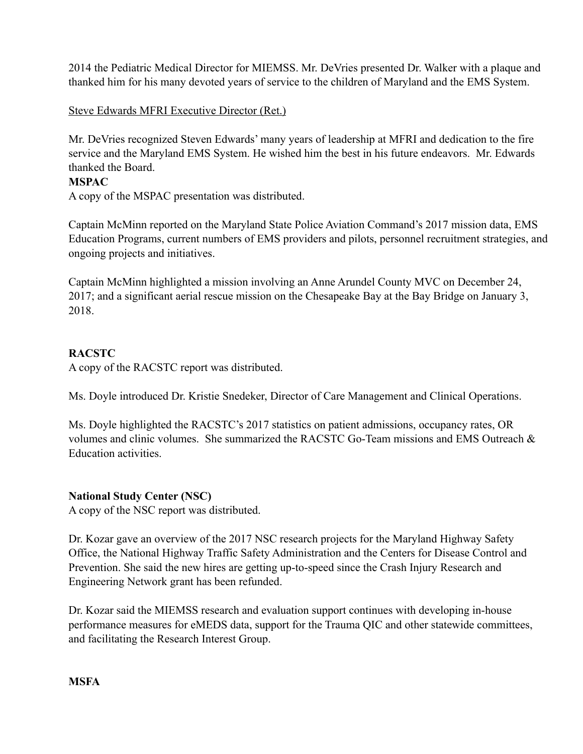2014 the Pediatric Medical Director for MIEMSS. Mr. DeVries presented Dr. Walker with a plaque and thanked him for his many devoted years of service to the children of Maryland and the EMS System.

<u>Steve Edwards MFRI Executive Director (Ret.)</u>

Mr. DeVries recognized Steven Edwards' many years of leadership at MFRI and dedication to the fire service and the Maryland EMS System. He wished him the best in his future endeavors. Mr. Edwards thanked the Board.

**MSPAC**

A copy of the MSPAC presentation was distributed.

Captain McMinn reported on the Maryland State Police Aviation Command's 2017 mission data, EMS Education Programs, current numbers of EMS providers and pilots, personnel recruitment strategies, and ongoing projects and initiatives.

Captain McMinn highlighted a mission involving an Anne Arundel County MVC on December 24, 2017; and a significant aerial rescue mission on the Chesapeake Bay at the Bay Bridge on January 3, 2018.

**RACSTC**

A copy of the RACSTC report was distributed.

Ms. Doyle introduced Dr. Kristie Snedeker, Director of Care Management and Clinical Operations.

Ms. Doyle highlighted the RACSTC's 2017 statistics on patient admissions, occupancy rates, OR volumes and clinic volumes. She summarized the RACSTC Go-Team missions and EMS Outreach & Education activities.

**National Study Center (NSC)**

A copy of the NSC report was distributed.

Dr. Kozar gave an overview of the 2017 NSC research projects for the Maryland Highway Safety Office, the National Highway Traffic Safety Administration and the Centers for Disease Control and Prevention. She said the new hires are getting up-to-speed since the Crash Injury Research and Engineering Network grant has been refunded.

Dr. Kozar said the MIEMSS research and evaluation support continues with developing in-house performance measures for eMEDS data, support for the Trauma QIC and other statewide committees, and facilitating the Research Interest Group.

**MSFA**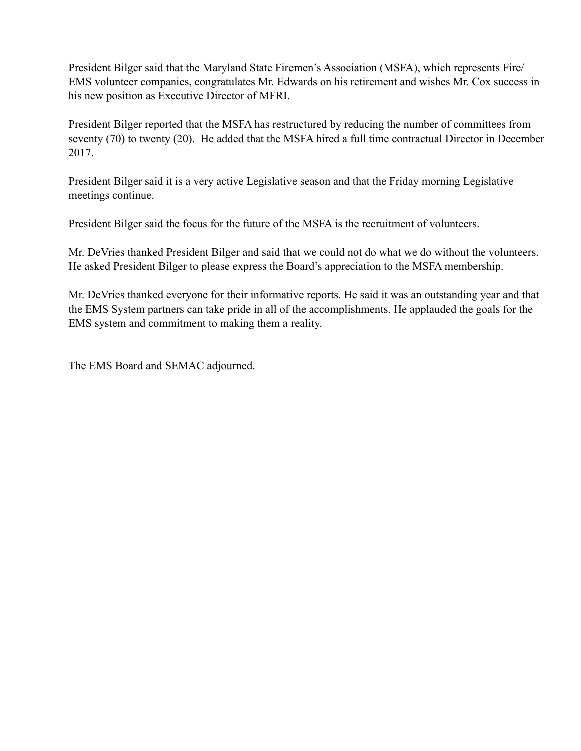President Bilger said that the Maryland State Firemen's Association (MSFA), which represents Fire/ EMS volunteer companies, congratulates Mr. Edwards on his retirement and wishes Mr. Cox success in his new position as Executive Director of MFRI.

President Bilger reported that the MSFA has restructured by reducing the number of committees from seventy (70) to twenty (20). He added that the MSFA hired a full time contractual Director in December 2017.

President Bilger said it is a very active Legislative season and that the Friday morning Legislative meetings continue.

President Bilger said the focus for the future of the MSFA is the recruitment of volunteers.

Mr. DeVries thanked President Bilger and said that we could not do what we do without the volunteers. He asked President Bilger to please express the Board's appreciation to the MSFA membership.

Mr. DeVries thanked everyone for their informative reports. He said it was an outstanding year and that the EMS System partners can take pride in all of the accomplishments. He applauded the goals for the EMS system and commitment to making them a reality.

The EMS Board and SEMAC adjourned.